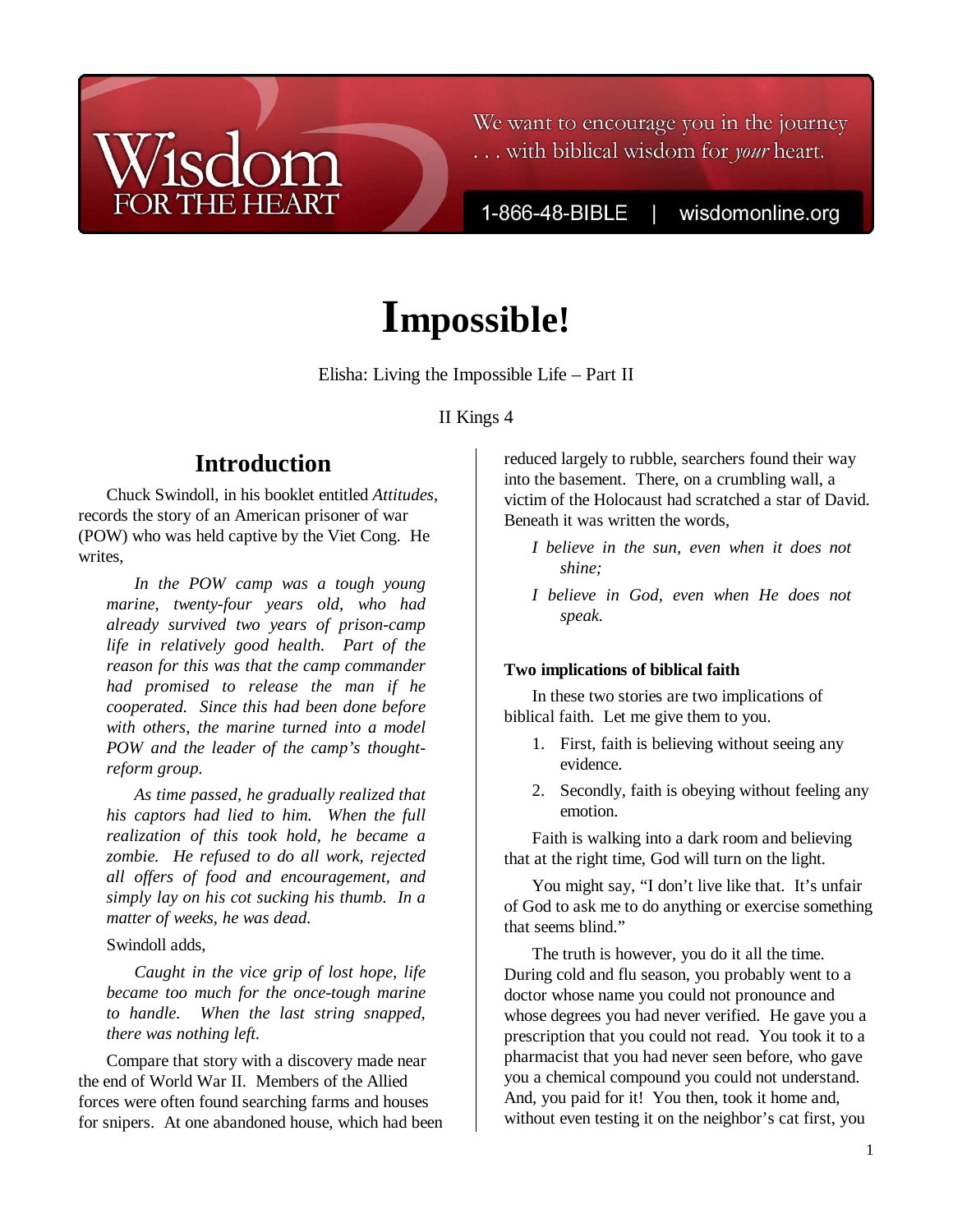# Impossible!

Elisha: Living the Impossible Life – Part II

II Kings 4

## Introduction

Chuck Swindoll, in his booklet entitled *Attitudes*, records the story of an American prisoner of war (POW) who was held captive by the Viet Cong. He writes,

> *In the POW camp was a tough young marine, twenty-four years old, who had already survived two years of prison-camp life in relatively good health. Part of the reason for this was that the camp commander had promised to release the man if he cooperated. Since this had been done before with others, the marine turned into a model POW and the leader of the camp's thought-reform group.*
>
> *As time passed, he gradually realized that his captors had lied to him. When the full realization of this took hold, he became a zombie. He refused to do all work, rejected all offers of food and encouragement, and simply lay on his cot sucking his thumb. In a matter of weeks, he was dead.*

Swindoll adds,

> *Caught in the vice grip of lost hope, life became too much for the once-tough marine to handle. When the last string snapped, there was nothing left.*

Compare that story with a discovery made near the end of World War II. Members of the Allied forces were often found searching farms and houses for snipers. At one abandoned house, which had been reduced largely to rubble, searchers found their way into the basement. There, on a crumbling wall, a victim of the Holocaust had scratched a star of David. Beneath it was written the words,

> *I believe in the sun, even when it does not shine;*
>
> *I believe in God, even when He does not speak.*

#### Two implications of biblical faith

In these two stories are two implications of biblical faith. Let me give them to you.

1. First, faith is believing without seeing any evidence.
2. Secondly, faith is obeying without feeling any emotion.

Faith is walking into a dark room and believing that at the right time, God will turn on the light.

You might say, "I don't live like that. It's unfair of God to ask me to do anything or exercise something that seems blind."

The truth is however, you do it all the time. During cold and flu season, you probably went to a doctor whose name you could not pronounce and whose degrees you had never verified. He gave you a prescription that you could not read. You took it to a pharmacist that you had never seen before, who gave you a chemical compound you could not understand. And, you paid for it! You then, took it home and, without even testing it on the neighbor's cat first, you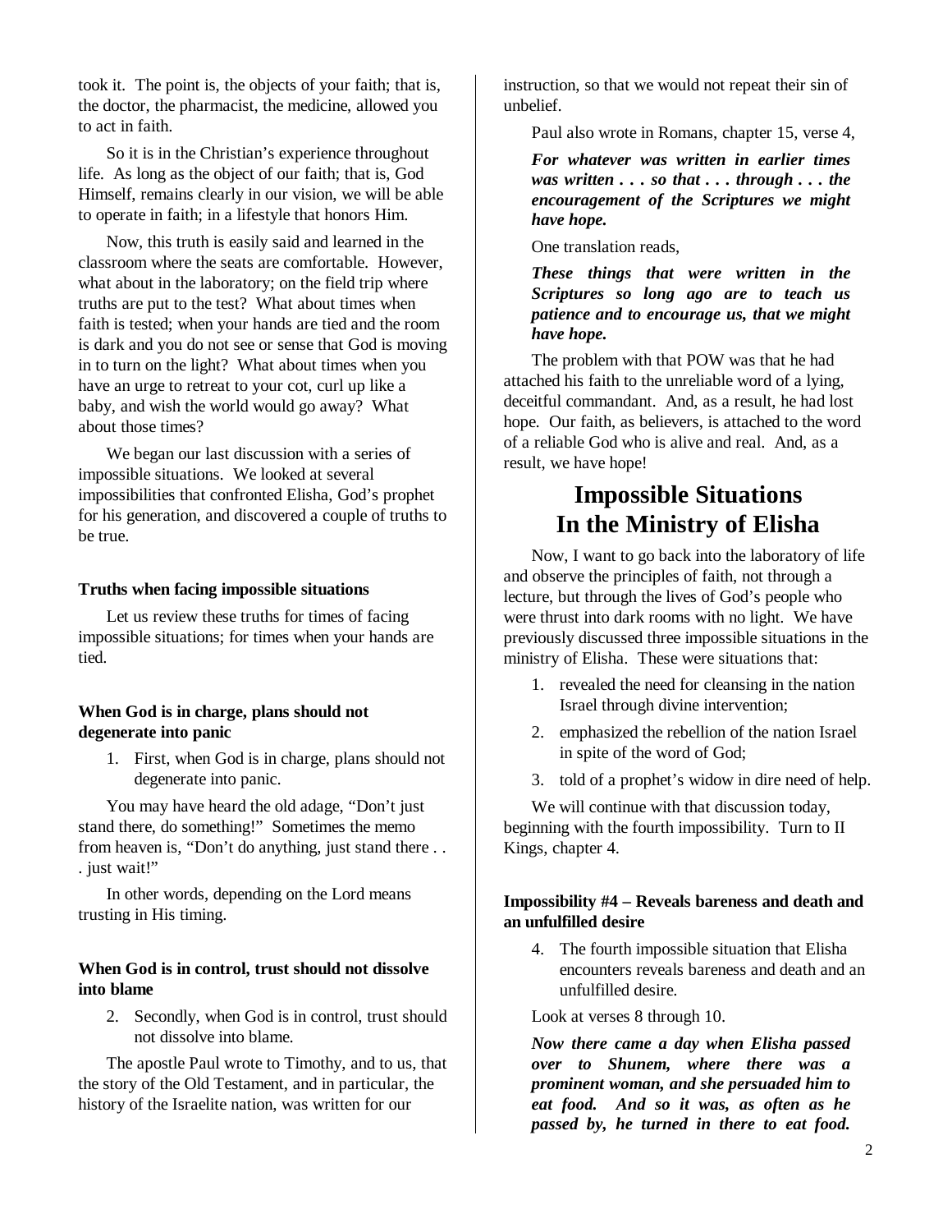took it. The point is, the objects of your faith; that is, the doctor, the pharmacist, the medicine, allowed you to act in faith.

So it is in the Christian's experience throughout life. As long as the object of our faith; that is, God Himself, remains clearly in our vision, we will be able to operate in faith; in a lifestyle that honors Him.

Now, this truth is easily said and learned in the classroom where the seats are comfortable. However, what about in the laboratory; on the field trip where truths are put to the test? What about times when faith is tested; when your hands are tied and the room is dark and you do not see or sense that God is moving in to turn on the light? What about times when you have an urge to retreat to your cot, curl up like a baby, and wish the world would go away? What about those times?

We began our last discussion with a series of impossible situations. We looked at several impossibilities that confronted Elisha, God's prophet for his generation, and discovered a couple of truths to be true.

#### Truths when facing impossible situations

Let us review these truths for times of facing impossible situations; for times when your hands are tied.

#### When God is in charge, plans should not degenerate into panic

1. First, when God is in charge, plans should not degenerate into panic.

You may have heard the old adage, "Don't just stand there, do something!" Sometimes the memo from heaven is, "Don't do anything, just stand there . . . just wait!"

In other words, depending on the Lord means trusting in His timing.

#### When God is in control, trust should not dissolve into blame

2. Secondly, when God is in control, trust should not dissolve into blame.

The apostle Paul wrote to Timothy, and to us, that the story of the Old Testament, and in particular, the history of the Israelite nation, was written for our instruction, so that we would not repeat their sin of unbelief.

Paul also wrote in Romans, chapter 15, verse 4,

***For whatever was written in earlier times was written . . . so that . . . through . . . the encouragement of the Scriptures we might have hope.***

One translation reads,

***These things that were written in the Scriptures so long ago are to teach us patience and to encourage us, that we might have hope.***

The problem with that POW was that he had attached his faith to the unreliable word of a lying, deceitful commandant. And, as a result, he had lost hope. Our faith, as believers, is attached to the word of a reliable God who is alive and real. And, as a result, we have hope!

## Impossible Situations In the Ministry of Elisha

Now, I want to go back into the laboratory of life and observe the principles of faith, not through a lecture, but through the lives of God's people who were thrust into dark rooms with no light. We have previously discussed three impossible situations in the ministry of Elisha. These were situations that:

1. revealed the need for cleansing in the nation Israel through divine intervention;
2. emphasized the rebellion of the nation Israel in spite of the word of God;
3. told of a prophet's widow in dire need of help.

We will continue with that discussion today, beginning with the fourth impossibility. Turn to II Kings, chapter 4.

#### Impossibility #4 – Reveals bareness and death and an unfulfilled desire

4. The fourth impossible situation that Elisha encounters reveals bareness and death and an unfulfilled desire.

Look at verses 8 through 10.

***Now there came a day when Elisha passed over to Shunem, where there was a prominent woman, and she persuaded him to eat food. And so it was, as often as he passed by, he turned in there to eat food.***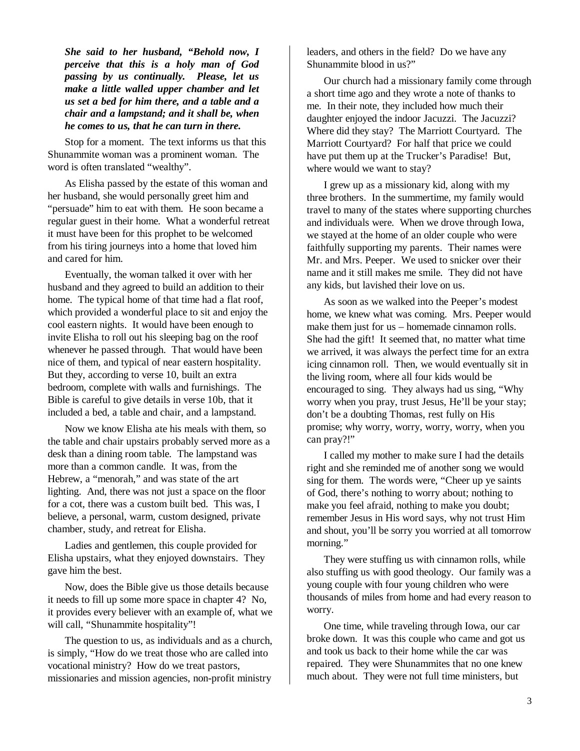***She said to her husband, "Behold now, I perceive that this is a holy man of God passing by us continually. Please, let us make a little walled upper chamber and let us set a bed for him there, and a table and a chair and a lampstand; and it shall be, when he comes to us, that he can turn in there.***

Stop for a moment. The text informs us that this Shunammite woman was a prominent woman. The word is often translated "wealthy".

As Elisha passed by the estate of this woman and her husband, she would personally greet him and "persuade" him to eat with them. He soon became a regular guest in their home. What a wonderful retreat it must have been for this prophet to be welcomed from his tiring journeys into a home that loved him and cared for him.

Eventually, the woman talked it over with her husband and they agreed to build an addition to their home. The typical home of that time had a flat roof, which provided a wonderful place to sit and enjoy the cool eastern nights. It would have been enough to invite Elisha to roll out his sleeping bag on the roof whenever he passed through. That would have been nice of them, and typical of near eastern hospitality. But they, according to verse 10, built an extra bedroom, complete with walls and furnishings. The Bible is careful to give details in verse 10b, that it included a bed, a table and chair, and a lampstand.

Now we know Elisha ate his meals with them, so the table and chair upstairs probably served more as a desk than a dining room table. The lampstand was more than a common candle. It was, from the Hebrew, a "menorah," and was state of the art lighting. And, there was not just a space on the floor for a cot, there was a custom built bed. This was, I believe, a personal, warm, custom designed, private chamber, study, and retreat for Elisha.

Ladies and gentlemen, this couple provided for Elisha upstairs, what they enjoyed downstairs. They gave him the best.

Now, does the Bible give us those details because it needs to fill up some more space in chapter 4? No, it provides every believer with an example of, what we will call, "Shunammite hospitality"!

The question to us, as individuals and as a church, is simply, "How do we treat those who are called into vocational ministry? How do we treat pastors, missionaries and mission agencies, non-profit ministry leaders, and others in the field? Do we have any Shunammite blood in us?"

Our church had a missionary family come through a short time ago and they wrote a note of thanks to me. In their note, they included how much their daughter enjoyed the indoor Jacuzzi. The Jacuzzi? Where did they stay? The Marriott Courtyard. The Marriott Courtyard? For half that price we could have put them up at the Trucker's Paradise! But, where would we want to stay?

I grew up as a missionary kid, along with my three brothers. In the summertime, my family would travel to many of the states where supporting churches and individuals were. When we drove through Iowa, we stayed at the home of an older couple who were faithfully supporting my parents. Their names were Mr. and Mrs. Peeper. We used to snicker over their name and it still makes me smile. They did not have any kids, but lavished their love on us.

As soon as we walked into the Peeper's modest home, we knew what was coming. Mrs. Peeper would make them just for us – homemade cinnamon rolls. She had the gift! It seemed that, no matter what time we arrived, it was always the perfect time for an extra icing cinnamon roll. Then, we would eventually sit in the living room, where all four kids would be encouraged to sing. They always had us sing, "Why worry when you pray, trust Jesus, He'll be your stay; don't be a doubting Thomas, rest fully on His promise; why worry, worry, worry, worry, when you can pray?!"

I called my mother to make sure I had the details right and she reminded me of another song we would sing for them. The words were, "Cheer up ye saints of God, there's nothing to worry about; nothing to make you feel afraid, nothing to make you doubt; remember Jesus in His word says, why not trust Him and shout, you'll be sorry you worried at all tomorrow morning."

They were stuffing us with cinnamon rolls, while also stuffing us with good theology. Our family was a young couple with four young children who were thousands of miles from home and had every reason to worry.

One time, while traveling through Iowa, our car broke down. It was this couple who came and got us and took us back to their home while the car was repaired. They were Shunammites that no one knew much about. They were not full time ministers, but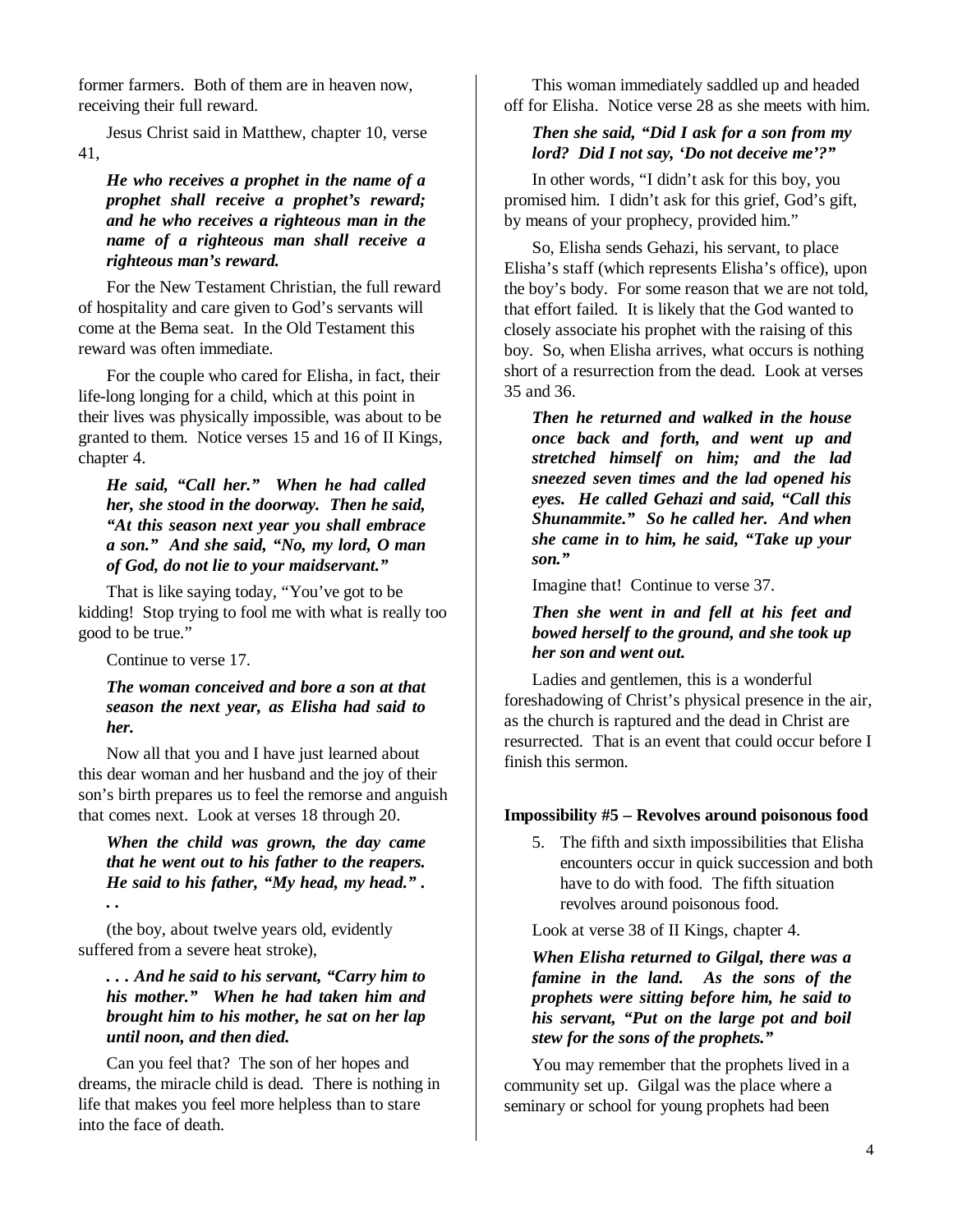former farmers. Both of them are in heaven now, receiving their full reward.

Jesus Christ said in Matthew, chapter 10, verse 41,

> ***He who receives a prophet in the name of a prophet shall receive a prophet's reward; and he who receives a righteous man in the name of a righteous man shall receive a righteous man's reward.***

For the New Testament Christian, the full reward of hospitality and care given to God's servants will come at the Bema seat. In the Old Testament this reward was often immediate.

For the couple who cared for Elisha, in fact, their life-long longing for a child, which at this point in their lives was physically impossible, was about to be granted to them. Notice verses 15 and 16 of II Kings, chapter 4.

> ***He said, "Call her." When he had called her, she stood in the doorway. Then he said, "At this season next year you shall embrace a son." And she said, "No, my lord, O man of God, do not lie to your maidservant."***

That is like saying today, "You've got to be kidding! Stop trying to fool me with what is really too good to be true."

Continue to verse 17.

> ***The woman conceived and bore a son at that season the next year, as Elisha had said to her.***

Now all that you and I have just learned about this dear woman and her husband and the joy of their son's birth prepares us to feel the remorse and anguish that comes next. Look at verses 18 through 20.

> ***When the child was grown, the day came that he went out to his father to the reapers. He said to his father, "My head, my head." . . .***

(the boy, about twelve years old, evidently suffered from a severe heat stroke),

> ***. . . And he said to his servant, "Carry him to his mother." When he had taken him and brought him to his mother, he sat on her lap until noon, and then died.***

Can you feel that? The son of her hopes and dreams, the miracle child is dead. There is nothing in life that makes you feel more helpless than to stare into the face of death.

This woman immediately saddled up and headed off for Elisha. Notice verse 28 as she meets with him.

> ***Then she said, "Did I ask for a son from my lord? Did I not say, 'Do not deceive me'?"***

In other words, "I didn't ask for this boy, you promised him. I didn't ask for this grief, God's gift, by means of your prophecy, provided him."

So, Elisha sends Gehazi, his servant, to place Elisha's staff (which represents Elisha's office), upon the boy's body. For some reason that we are not told, that effort failed. It is likely that the God wanted to closely associate his prophet with the raising of this boy. So, when Elisha arrives, what occurs is nothing short of a resurrection from the dead. Look at verses 35 and 36.

> ***Then he returned and walked in the house once back and forth, and went up and stretched himself on him; and the lad sneezed seven times and the lad opened his eyes. He called Gehazi and said, "Call this Shunammite." So he called her. And when she came in to him, he said, "Take up your son."***

Imagine that! Continue to verse 37.

> ***Then she went in and fell at his feet and bowed herself to the ground, and she took up her son and went out.***

Ladies and gentlemen, this is a wonderful foreshadowing of Christ's physical presence in the air, as the church is raptured and the dead in Christ are resurrected. That is an event that could occur before I finish this sermon.

**Impossibility #5 – Revolves around poisonous food**

5. The fifth and sixth impossibilities that Elisha encounters occur in quick succession and both have to do with food. The fifth situation revolves around poisonous food.

Look at verse 38 of II Kings, chapter 4.

> ***When Elisha returned to Gilgal, there was a famine in the land. As the sons of the prophets were sitting before him, he said to his servant, "Put on the large pot and boil stew for the sons of the prophets."***

You may remember that the prophets lived in a community set up. Gilgal was the place where a seminary or school for young prophets had been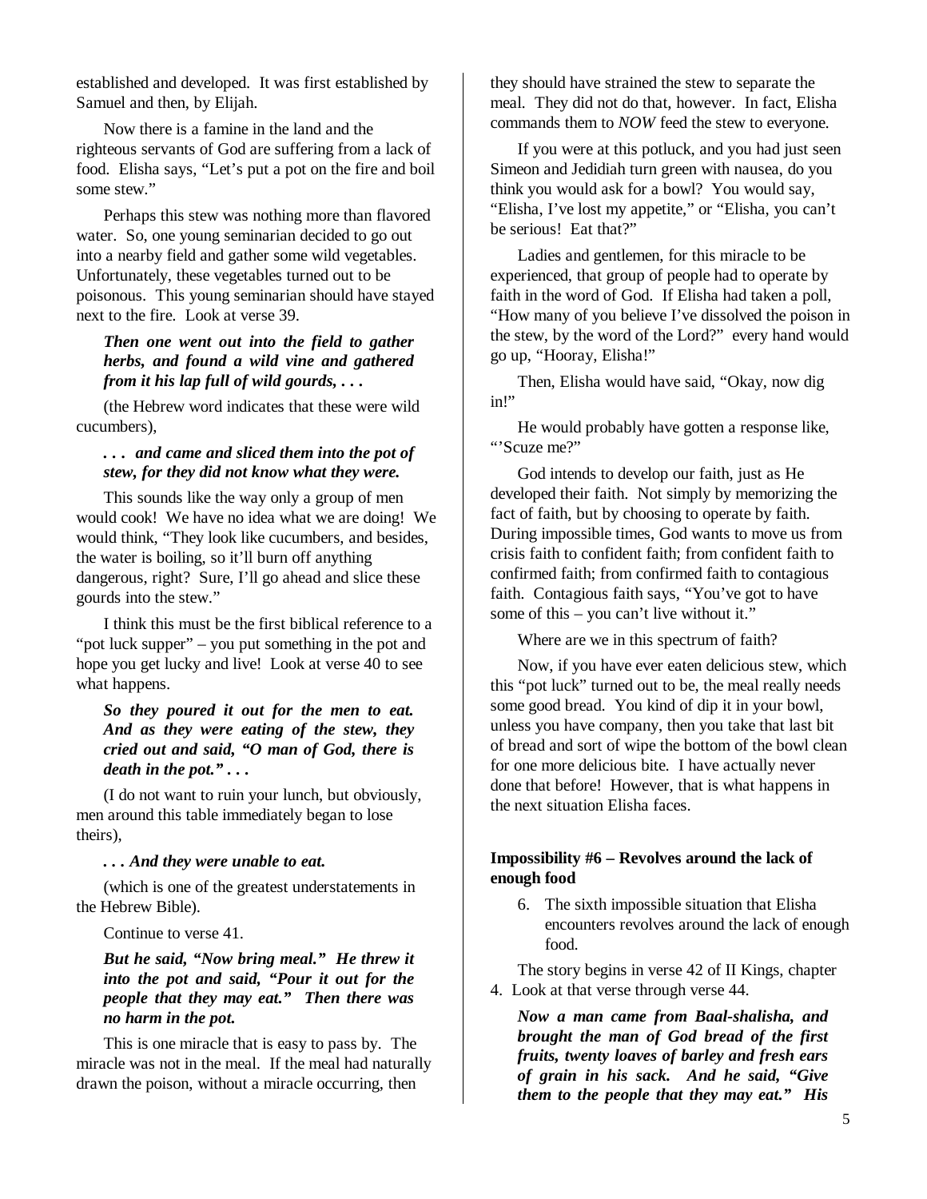established and developed. It was first established by Samuel and then, by Elijah.

Now there is a famine in the land and the righteous servants of God are suffering from a lack of food. Elisha says, "Let's put a pot on the fire and boil some stew."

Perhaps this stew was nothing more than flavored water. So, one young seminarian decided to go out into a nearby field and gather some wild vegetables. Unfortunately, these vegetables turned out to be poisonous. This young seminarian should have stayed next to the fire. Look at verse 39.

> ***Then one went out into the field to gather herbs, and found a wild vine and gathered from it his lap full of wild gourds, . . .***

(the Hebrew word indicates that these were wild cucumbers),

> ***. . . and came and sliced them into the pot of stew, for they did not know what they were.***

This sounds like the way only a group of men would cook! We have no idea what we are doing! We would think, "They look like cucumbers, and besides, the water is boiling, so it'll burn off anything dangerous, right? Sure, I'll go ahead and slice these gourds into the stew."

I think this must be the first biblical reference to a "pot luck supper" – you put something in the pot and hope you get lucky and live! Look at verse 40 to see what happens.

> ***So they poured it out for the men to eat. And as they were eating of the stew, they cried out and said, "O man of God, there is death in the pot." . . .***

(I do not want to ruin your lunch, but obviously, men around this table immediately began to lose theirs),

> ***. . . And they were unable to eat.***

(which is one of the greatest understatements in the Hebrew Bible).

Continue to verse 41.

> ***But he said, "Now bring meal." He threw it into the pot and said, "Pour it out for the people that they may eat." Then there was no harm in the pot.***

This is one miracle that is easy to pass by. The miracle was not in the meal. If the meal had naturally drawn the poison, without a miracle occurring, then they should have strained the stew to separate the meal. They did not do that, however. In fact, Elisha commands them to *NOW* feed the stew to everyone.

If you were at this potluck, and you had just seen Simeon and Jedidiah turn green with nausea, do you think you would ask for a bowl? You would say, "Elisha, I've lost my appetite," or "Elisha, you can't be serious! Eat that?"

Ladies and gentlemen, for this miracle to be experienced, that group of people had to operate by faith in the word of God. If Elisha had taken a poll, "How many of you believe I've dissolved the poison in the stew, by the word of the Lord?" every hand would go up, "Hooray, Elisha!"

Then, Elisha would have said, "Okay, now dig in!"

He would probably have gotten a response like, "'Scuze me?"

God intends to develop our faith, just as He developed their faith. Not simply by memorizing the fact of faith, but by choosing to operate by faith. During impossible times, God wants to move us from crisis faith to confident faith; from confident faith to confirmed faith; from confirmed faith to contagious faith. Contagious faith says, "You've got to have some of this – you can't live without it."

Where are we in this spectrum of faith?

Now, if you have ever eaten delicious stew, which this "pot luck" turned out to be, the meal really needs some good bread. You kind of dip it in your bowl, unless you have company, then you take that last bit of bread and sort of wipe the bottom of the bowl clean for one more delicious bite. I have actually never done that before! However, that is what happens in the next situation Elisha faces.

**Impossibility #6 – Revolves around the lack of enough food**

6. The sixth impossible situation that Elisha encounters revolves around the lack of enough food.

The story begins in verse 42 of II Kings, chapter 4. Look at that verse through verse 44.

> ***Now a man came from Baal-shalisha, and brought the man of God bread of the first fruits, twenty loaves of barley and fresh ears of grain in his sack. And he said, "Give them to the people that they may eat." His***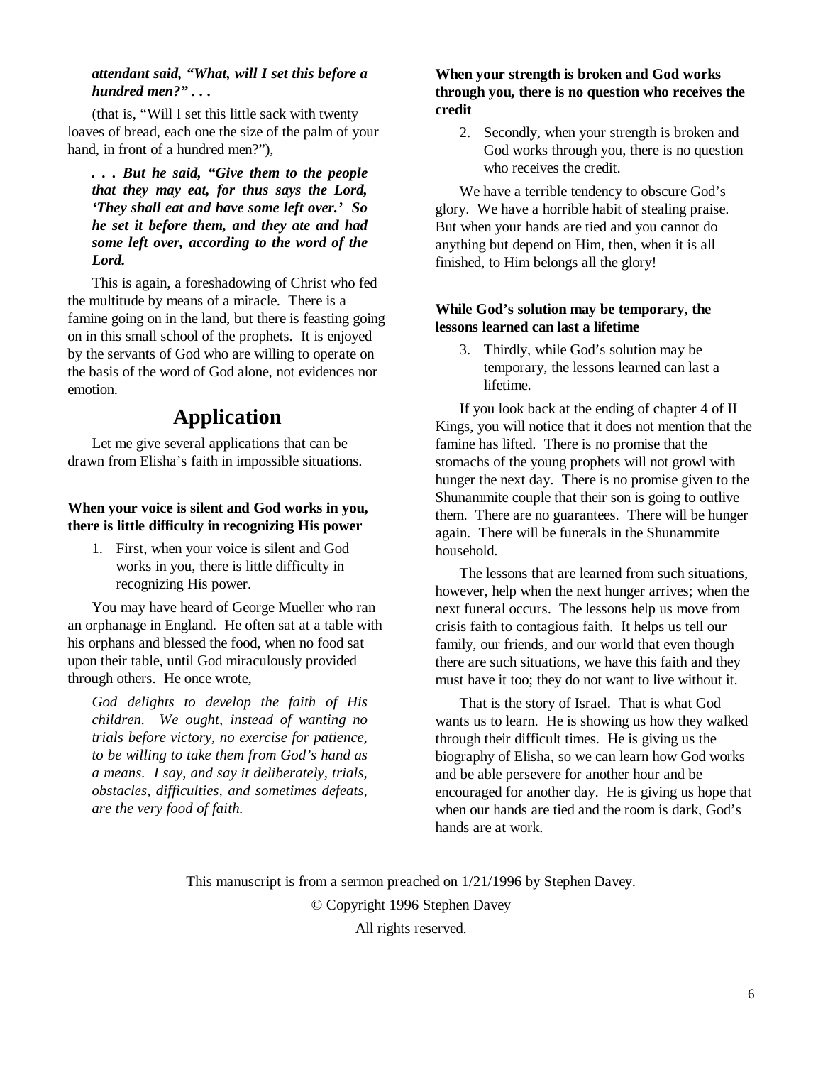***attendant said, "What, will I set this before a hundred men?" . . .***

(that is, "Will I set this little sack with twenty loaves of bread, each one the size of the palm of your hand, in front of a hundred men?"),

> ***. . . But he said, "Give them to the people that they may eat, for thus says the Lord, 'They shall eat and have some left over.' So he set it before them, and they ate and had some left over, according to the word of the Lord.***

This is again, a foreshadowing of Christ who fed the multitude by means of a miracle. There is a famine going on in the land, but there is feasting going on in this small school of the prophets. It is enjoyed by the servants of God who are willing to operate on the basis of the word of God alone, not evidences nor emotion.

## Application

Let me give several applications that can be drawn from Elisha's faith in impossible situations.

#### When your voice is silent and God works in you, there is little difficulty in recognizing His power

1. First, when your voice is silent and God works in you, there is little difficulty in recognizing His power.

You may have heard of George Mueller who ran an orphanage in England. He often sat at a table with his orphans and blessed the food, when no food sat upon their table, until God miraculously provided through others. He once wrote,

> *God delights to develop the faith of His children. We ought, instead of wanting no trials before victory, no exercise for patience, to be willing to take them from God's hand as a means. I say, and say it deliberately, trials, obstacles, difficulties, and sometimes defeats, are the very food of faith.*

#### When your strength is broken and God works through you, there is no question who receives the credit

2. Secondly, when your strength is broken and God works through you, there is no question who receives the credit.

We have a terrible tendency to obscure God's glory. We have a horrible habit of stealing praise. But when your hands are tied and you cannot do anything but depend on Him, then, when it is all finished, to Him belongs all the glory!

#### While God's solution may be temporary, the lessons learned can last a lifetime

3. Thirdly, while God's solution may be temporary, the lessons learned can last a lifetime.

If you look back at the ending of chapter 4 of II Kings, you will notice that it does not mention that the famine has lifted. There is no promise that the stomachs of the young prophets will not growl with hunger the next day. There is no promise given to the Shunammite couple that their son is going to outlive them. There are no guarantees. There will be hunger again. There will be funerals in the Shunammite household.

The lessons that are learned from such situations, however, help when the next hunger arrives; when the next funeral occurs. The lessons help us move from crisis faith to contagious faith. It helps us tell our family, our friends, and our world that even though there are such situations, we have this faith and they must have it too; they do not want to live without it.

That is the story of Israel. That is what God wants us to learn. He is showing us how they walked through their difficult times. He is giving us the biography of Elisha, so we can learn how God works and be able persevere for another hour and be encouraged for another day. He is giving us hope that when our hands are tied and the room is dark, God's hands are at work.

This manuscript is from a sermon preached on 1/21/1996 by Stephen Davey.

© Copyright 1996 Stephen Davey

All rights reserved.